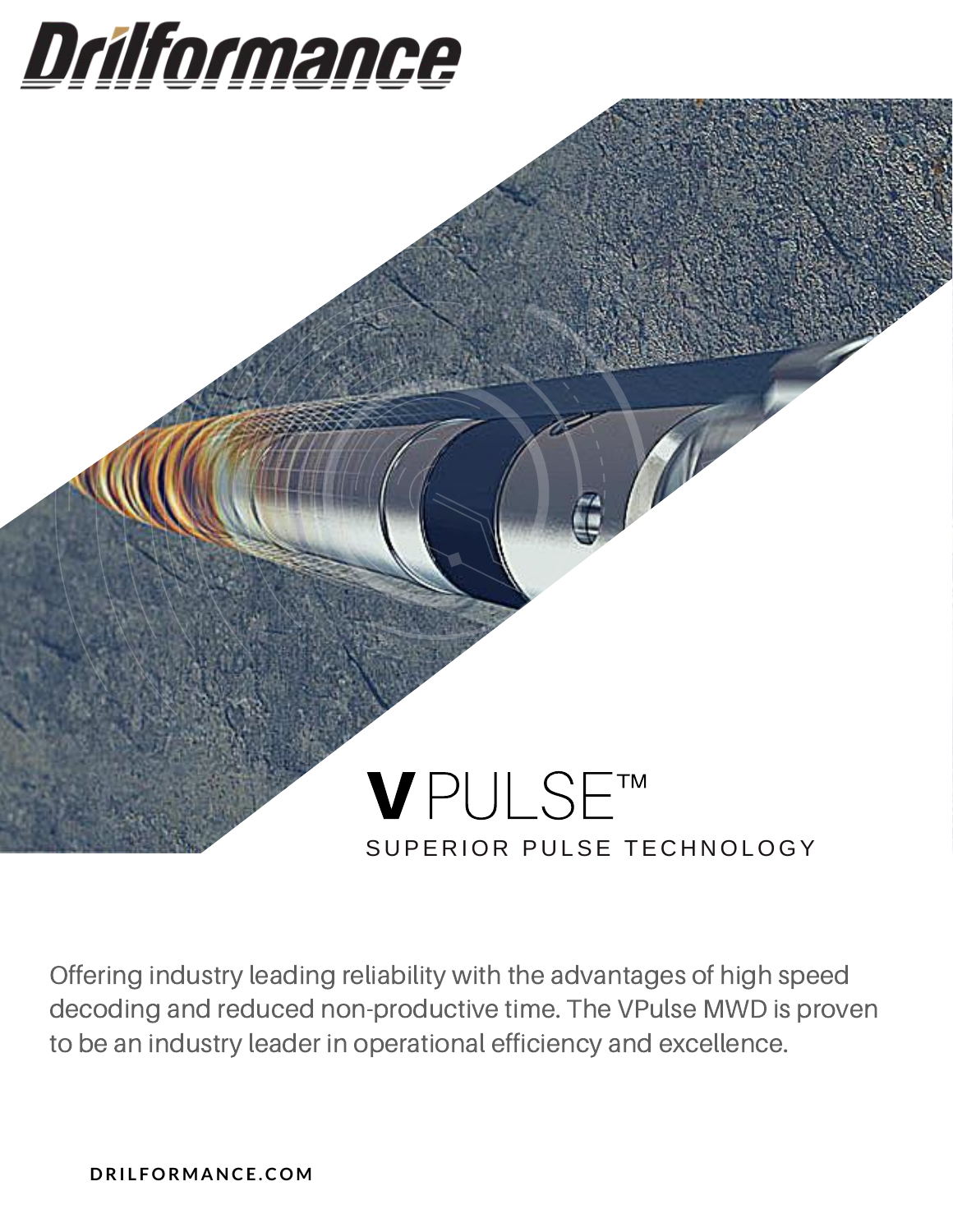# Drilformance

# VPULSE™

## SUPERIOR PULSE TECHNOLOGY

Offering industry leading reliability with the advantages of high speed decoding and reduced non-productive time. The VPulse MWD is proven to be an industry leader in operational efficiency and excellence.

**DRILFORMANCE.COM**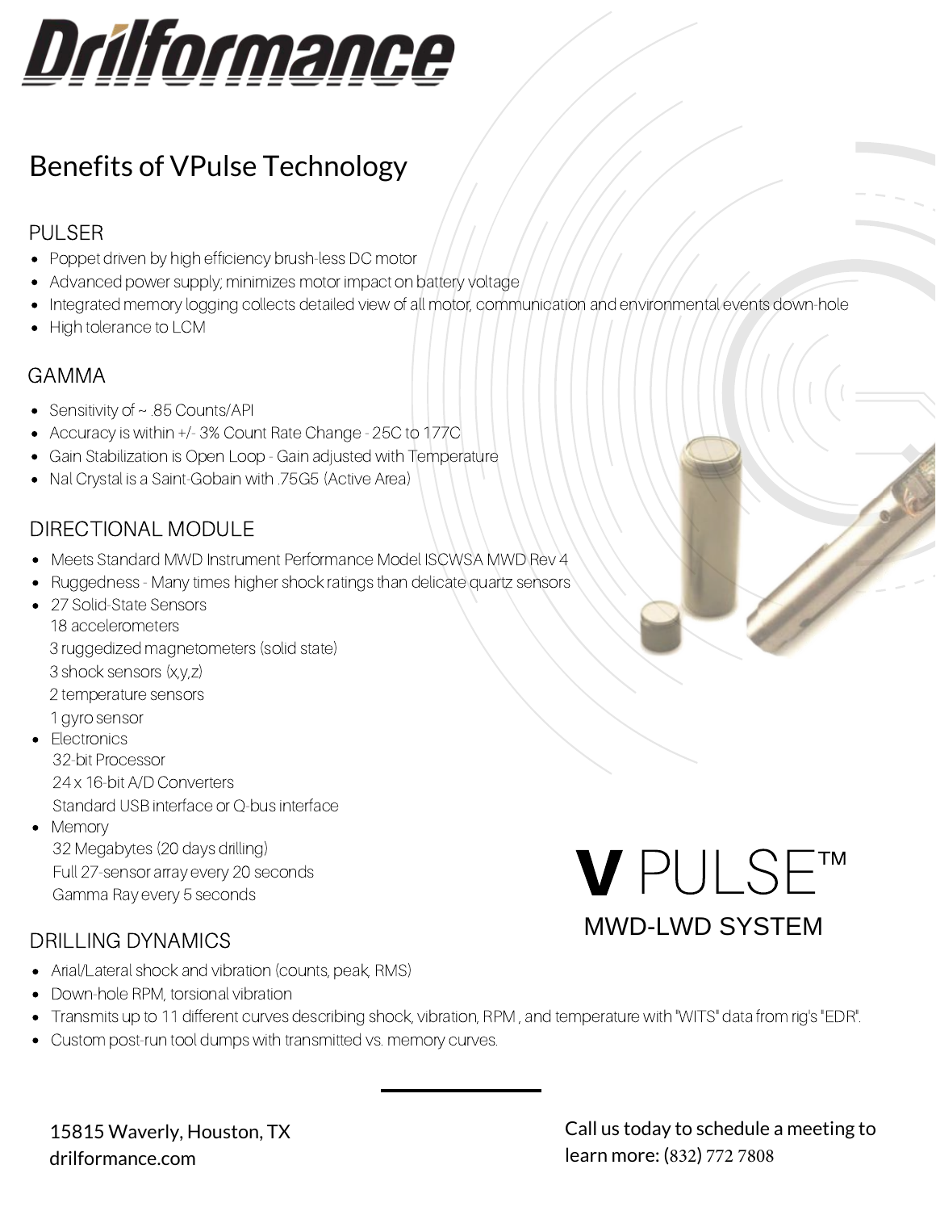# Drilformance

## Benefits of VPulse Technology

### PULSER

- Poppet driven by high efficiency brush-less DC motor
- Advanced power supply; minimizes motor impact on battery voltage
- Integrated memory logging collects detailed view of all motor, communication and environmental events down-hole
- High tolerance to LCM

### GAMMA

- Sensitivity of ~ .85 Counts/API
- Accuracy is within +/- 3% Count Rate Change - 25C to 177C
- Gain Stabilization is Open Loop - Gain adjusted with Temperature
- NaI Crystal is a Saint-Gobain with .75G5 (Active Area)

### DIRECTIONAL MODULE

- Meets Standard MWD Instrument Performance Model ISCWSA MWD Rev 4
- Ruggedness - Many times higher shock ratings than delicate quartz sensors
- 27 Solid-State Sensors
  18 accelerometers
  3 ruggedized magnetometers (solid state)
  3 shock sensors (x,y,z)
  2 temperature sensors
  1 gyro sensor
- Electronics
  32-bit Processor
  24 x 16-bit A/D Converters
  Standard USB interface or Q-bus interface
- Memory
  32 Megabytes (20 days drilling)
  Full 27-sensor array every 20 seconds
  Gamma Ray every 5 seconds

**V PULSE™**
MWD-LWD SYSTEM

### DRILLING DYNAMICS

- Arial/Lateral shock and vibration (counts, peak, RMS)
- Down-hole RPM, torsional vibration
- Transmits up to 11 different curves describing shock, vibration, RPM , and temperature with "WITS" data from rig's "EDR".
- Custom post-run tool dumps with transmitted vs. memory curves.

15815 Waverly, Houston, TX
drilformance.com

Call us today to schedule a meeting to learn more: (832) 772 7808